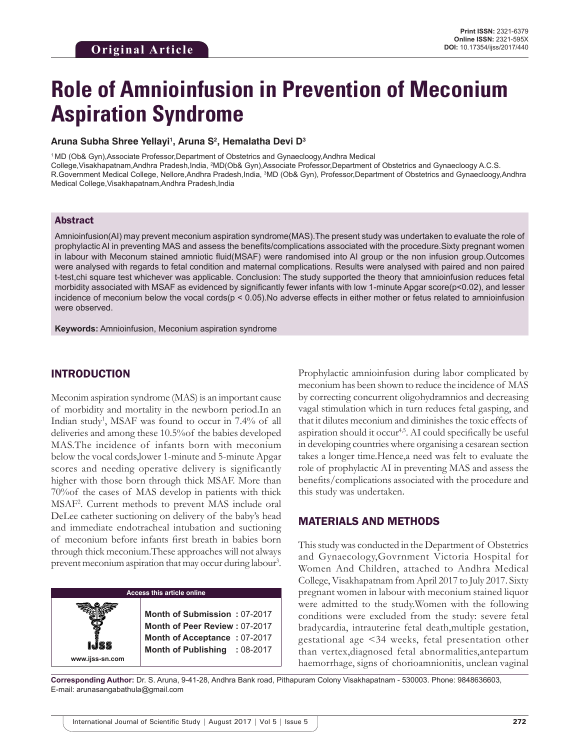Original Article

Print ISSN: 2321-6379
Online ISSN: 2321-595X
DOI: 10.17354/ijss/2017/440

# Role of Amnioinfusion in Prevention of Meconium Aspiration Syndrome

**Aruna Subha Shree Yellayi[1], Aruna S[2], Hemalatha Devi D[3]**

[1] MD (Ob& Gyn),Associate Professor,Department of Obstetrics and Gynaecloogy,Andhra Medical College,Visakhapatnam,Andhra Pradesh,India, [2]MD(Ob& Gyn),Associate Professor,Department of Obstetrics and Gynaecloogy A.C.S. R.Government Medical College, Nellore,Andhra Pradesh,India, [3]MD (Ob& Gyn), Professor,Department of Obstetrics and Gynaecloogy,Andhra Medical College,Visakhapatnam,Andhra Pradesh,India

## Abstract

Amnioinfusion(AI) may prevent meconium aspiration syndrome(MAS).The present study was undertaken to evaluate the role of prophylactic AI in preventing MAS and assess the benefits/complications associated with the procedure.Sixty pregnant women in labour with Meconum stained amniotic fluid(MSAF) were randomised into AI group or the non infusion group.Outcomes were analysed with regards to fetal condition and maternal complications. Results were analysed with paired and non paired t-test,chi square test whichever was applicable. Conclusion: The study supported the theory that amnioinfusion reduces fetal morbidity associated with MSAF as evidenced by significantly fewer infants with low 1-minute Apgar score($p<0.02$), and lesser incidence of meconium below the vocal cords($p < 0.05$).No adverse effects in either mother or fetus related to amnioinfusion were observed.

**Keywords:** Amnioinfusion, Meconium aspiration syndrome

## INTRODUCTION

Meconim aspiration syndrome (MAS) is an important cause of morbidity and mortality in the newborn period.In an Indian study[1], MSAF was found to occur in 7.4% of all deliveries and among these 10.5%of the babies developed MAS.The incidence of infants born with meconium below the vocal cords,lower 1-minute and 5-minute Apgar scores and needing operative delivery is significantly higher with those born through thick MSAF. More than 70%of the cases of MAS develop in patients with thick MSAF[2]. Current methods to prevent MAS include oral DeLee catheter suctioning on delivery of the baby's head and immediate endotracheal intubation and suctioning of meconium before infants first breath in babies born through thick meconium.These approaches will not always prevent meconium aspiration that may occur during labour[3].

Prophylactic amnioinfusion during labor complicated by meconium has been shown to reduce the incidence of MAS by correcting concurrent oligohydramnios and decreasing vagal stimulation which in turn reduces fetal gasping, and that it dilutes meconium and diminishes the toxic effects of aspiration should it occur[4,5]. AI could specifically be useful in developing countries where organising a cesarean section takes a longer time.Hence,a need was felt to evaluate the role of prophylactic AI in preventing MAS and assess the benefits/complications associated with the procedure and this study was undertaken.

## MATERIALS AND METHODS

This study was conducted in the Department of Obstetrics and Gynaecology,Govrnment Victoria Hospital for Women And Children, attached to Andhra Medical College, Visakhapatnam from April 2017 to July 2017. Sixty pregnant women in labour with meconium stained liquor were admitted to the study.Women with the following conditions were excluded from the study: severe fetal bradycardia, intrauterine fetal death,multiple gestation, gestational age <34 weeks, fetal presentation other than vertex,diagnosed fetal abnormalities,antepartum haemorrhage, signs of chorioamnionitis, unclean vaginal

| Access this article online | |
|---|---|
| www.ijss-sn.com | Month of Submission : 07-2017 |
| | Month of Peer Review : 07-2017 |
| | Month of Acceptance : 07-2017 |
| | Month of Publishing : 08-2017 |

**Corresponding Author:** Dr. S. Aruna, 9-41-28, Andhra Bank road, Pithapuram Colony Visakhapatnam - 530003. Phone: 9848636603, E-mail: arunasangabathula@gmail.com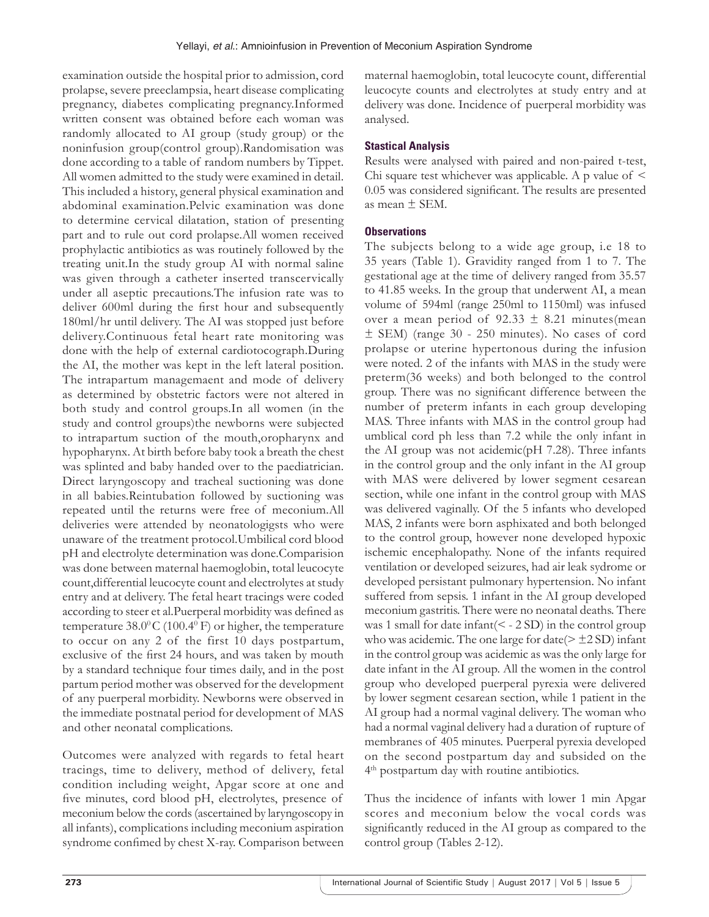examination outside the hospital prior to admission, cord prolapse, severe preeclampsia, heart disease complicating pregnancy, diabetes complicating pregnancy.Informed written consent was obtained before each woman was randomly allocated to AI group (study group) or the noninfusion group(control group).Randomisation was done according to a table of random numbers by Tippet. All women admitted to the study were examined in detail. This included a history, general physical examination and abdominal examination.Pelvic examination was done to determine cervical dilatation, station of presenting part and to rule out cord prolapse.All women received prophylactic antibiotics as was routinely followed by the treating unit.In the study group AI with normal saline was given through a catheter inserted transcervically under all aseptic precautions.The infusion rate was to deliver 600ml during the first hour and subsequently 180ml/hr until delivery. The AI was stopped just before delivery.Continuous fetal heart rate monitoring was done with the help of external cardiotocograph.During the AI, the mother was kept in the left lateral position. The intrapartum managemaent and mode of delivery as determined by obstetric factors were not altered in both study and control groups.In all women (in the study and control groups)the newborns were subjected to intrapartum suction of the mouth,oropharynx and hypopharynx. At birth before baby took a breath the chest was splinted and baby handed over to the paediatrician. Direct laryngoscopy and tracheal suctioning was done in all babies.Reintubation followed by suctioning was repeated until the returns were free of meconium.All deliveries were attended by neonatologigsts who were unaware of the treatment protocol.Umbilical cord blood pH and electrolyte determination was done.Comparision was done between maternal haemoglobin, total leucocyte count,differential leucocyte count and electrolytes at study entry and at delivery. The fetal heart tracings were coded according to steer et al.Puerperal morbidity was defined as temperature $38.0^0$ C ($100.4^0$ F) or higher, the temperature to occur on any 2 of the first 10 days postpartum, exclusive of the first 24 hours, and was taken by mouth by a standard technique four times daily, and in the post partum period mother was observed for the development of any puerperal morbidity. Newborns were observed in the immediate postnatal period for development of MAS and other neonatal complications.

Outcomes were analyzed with regards to fetal heart tracings, time to delivery, method of delivery, fetal condition including weight, Apgar score at one and five minutes, cord blood pH, electrolytes, presence of meconium below the cords (ascertained by laryngoscopy in all infants), complications including meconium aspiration syndrome confimed by chest X-ray. Comparison between maternal haemoglobin, total leucocyte count, differential leucocyte counts and electrolytes at study entry and at delivery was done. Incidence of puerperal morbidity was analysed.

## Stastical Analysis

Results were analysed with paired and non-paired t-test, Chi square test whichever was applicable. A p value of < 0.05 was considered significant. The results are presented as mean ± SEM.

## Observations

The subjects belong to a wide age group, i.e 18 to 35 years (Table 1). Gravidity ranged from 1 to 7. The gestational age at the time of delivery ranged from 35.57 to 41.85 weeks. In the group that underwent AI, a mean volume of 594ml (range 250ml to 1150ml) was infused over a mean period of 92.33 ± 8.21 minutes(mean ± SEM) (range 30 - 250 minutes). No cases of cord prolapse or uterine hypertonous during the infusion were noted. 2 of the infants with MAS in the study were preterm(36 weeks) and both belonged to the control group. There was no significant difference between the number of preterm infants in each group developing MAS. Three infants with MAS in the control group had umblical cord ph less than 7.2 while the only infant in the AI group was not acidemic(pH 7.28). Three infants in the control group and the only infant in the AI group with MAS were delivered by lower segment cesarean section, while one infant in the control group with MAS was delivered vaginally. Of the 5 infants who developed MAS, 2 infants were born asphixated and both belonged to the control group, however none developed hypoxic ischemic encephalopathy. None of the infants required ventilation or developed seizures, had air leak sydrome or developed persistant pulmonary hypertension. No infant suffered from sepsis. 1 infant in the AI group developed meconium gastritis. There were no neonatal deaths. There was 1 small for date infant(< - 2 SD) in the control group who was acidemic. The one large for date(> ±2 SD) infant in the control group was acidemic as was the only large for date infant in the AI group. All the women in the control group who developed puerperal pyrexia were delivered by lower segment cesarean section, while 1 patient in the AI group had a normal vaginal delivery. The woman who had a normal vaginal delivery had a duration of rupture of membranes of 405 minutes. Puerperal pyrexia developed on the second postpartum day and subsided on the 4th postpartum day with routine antibiotics.

Thus the incidence of infants with lower 1 min Apgar scores and meconium below the vocal cords was significantly reduced in the AI group as compared to the control group (Tables 2-12).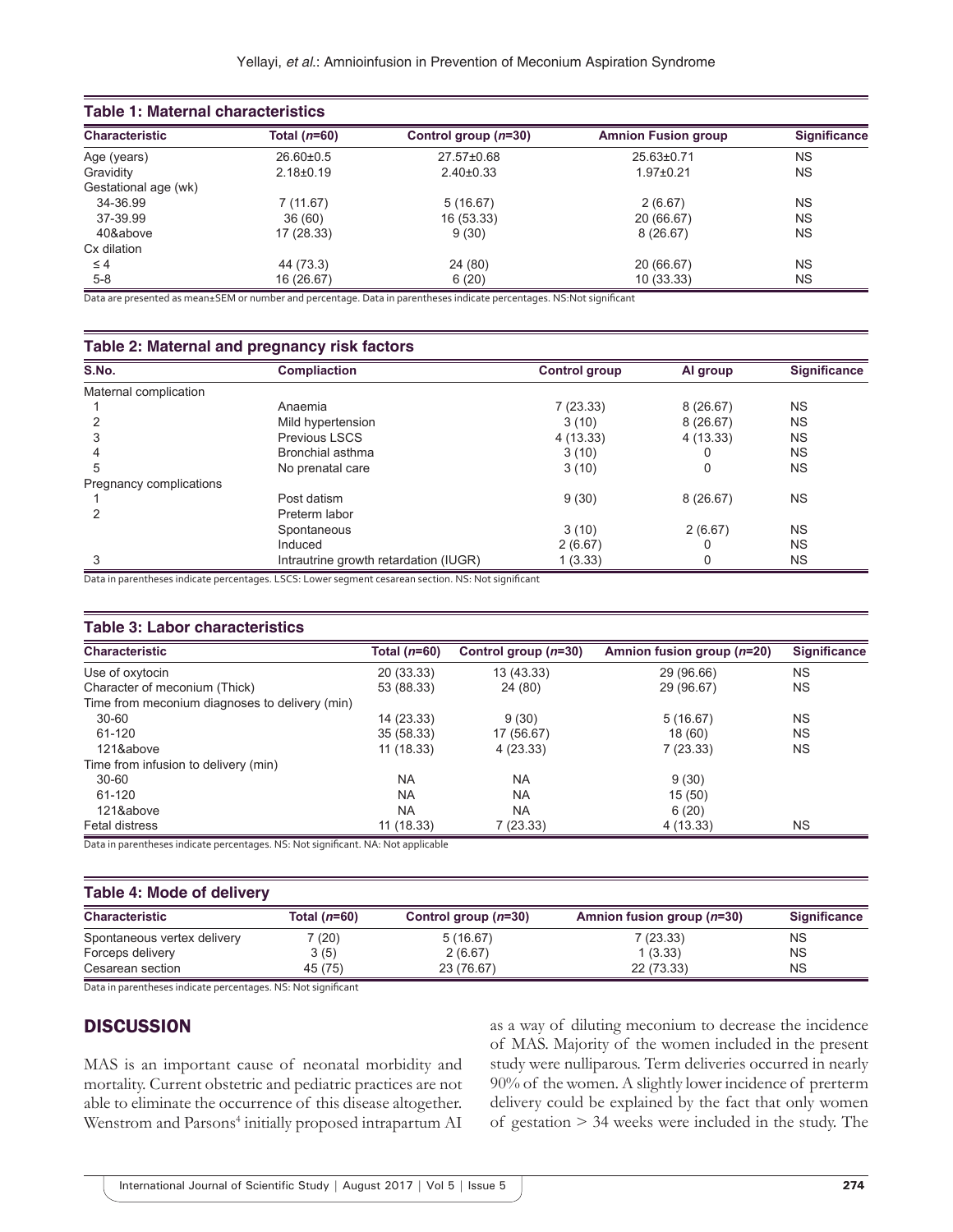**Table 1: Maternal characteristics**

| Characteristic | Total (*n*=60) | Control group (*n*=30) | Amnion Fusion group | Significance |
|---|---|---|---|---|
| Age (years) | 26.60±0.5 | 27.57±0.68 | 25.63±0.71 | NS |
| Gravidity | 2.18±0.19 | 2.40±0.33 | 1.97±0.21 | NS |
| Gestational age (wk) | | | | |
| 34-36.99 | 7 (11.67) | 5 (16.67) | 2 (6.67) | NS |
| 37-39.99 | 36 (60) | 16 (53.33) | 20 (66.67) | NS |
| 40&above | 17 (28.33) | 9 (30) | 8 (26.67) | NS |
| Cx dilation | | | | |
| ≤ 4 | 44 (73.3) | 24 (80) | 20 (66.67) | NS |
| 5-8 | 16 (26.67) | 6 (20) | 10 (33.33) | NS |

Data are presented as mean±SEM or number and percentage. Data in parentheses indicate percentages. NS:Not significant

**Table 2: Maternal and pregnancy risk factors**

| S.No. | Compliaction | Control group | AI group | Significance |
|---|---|---|---|---|
| Maternal complication | | | | |
| 1 | Anaemia | 7 (23.33) | 8 (26.67) | NS |
| 2 | Mild hypertension | 3 (10) | 8 (26.67) | NS |
| 3 | Previous LSCS | 4 (13.33) | 4 (13.33) | NS |
| 4 | Bronchial asthma | 3 (10) | 0 | NS |
| 5 | No prenatal care | 3 (10) | 0 | NS |
| Pregnancy complications | | | | |
| 1 | Post datism | 9 (30) | 8 (26.67) | NS |
| 2 | Preterm labor | | | |
| | Spontaneous | 3 (10) | 2 (6.67) | NS |
| | Induced | 2 (6.67) | 0 | NS |
| 3 | Intrautrine growth retardation (IUGR) | 1 (3.33) | 0 | NS |

Data in parentheses indicate percentages. LSCS: Lower segment cesarean section. NS: Not significant

**Table 3: Labor characteristics**

| Characteristic | Total (*n*=60) | Control group (*n*=30) | Amnion fusion group (*n*=20) | Significance |
|---|---|---|---|---|
| Use of oxytocin | 20 (33.33) | 13 (43.33) | 29 (96.66) | NS |
| Character of meconium (Thick) | 53 (88.33) | 24 (80) | 29 (96.67) | NS |
| Time from meconium diagnoses to delivery (min) | | | | |
| 30-60 | 14 (23.33) | 9 (30) | 5 (16.67) | NS |
| 61-120 | 35 (58.33) | 17 (56.67) | 18 (60) | NS |
| 121&above | 11 (18.33) | 4 (23.33) | 7 (23.33) | NS |
| Time from infusion to delivery (min) | | | | |
| 30-60 | NA | NA | 9 (30) | |
| 61-120 | NA | NA | 15 (50) | |
| 121&above | NA | NA | 6 (20) | |
| Fetal distress | 11 (18.33) | 7 (23.33) | 4 (13.33) | NS |

Data in parentheses indicate percentages. NS: Not significant. NA: Not applicable

**Table 4: Mode of delivery**

| Characteristic | Total (*n*=60) | Control group (*n*=30) | Amnion fusion group (*n*=30) | Significance |
|---|---|---|---|---|
| Spontaneous vertex delivery | 7 (20) | 5 (16.67) | 7 (23.33) | NS |
| Forceps delivery | 3 (5) | 2 (6.67) | 1 (3.33) | NS |
| Cesarean section | 45 (75) | 23 (76.67) | 22 (73.33) | NS |

Data in parentheses indicate percentages. NS: Not significant

## DISCUSSION

MAS is an important cause of neonatal morbidity and mortality. Current obstetric and pediatric practices are not able to eliminate the occurrence of this disease altogether. Wenstrom and Parsons[4] initially proposed intrapartum AI as a way of diluting meconium to decrease the incidence of MAS. Majority of the women included in the present study were nulliparous. Term deliveries occurred in nearly 90% of the women. A slightly lower incidence of prerterm delivery could be explained by the fact that only women of gestation > 34 weeks were included in the study. The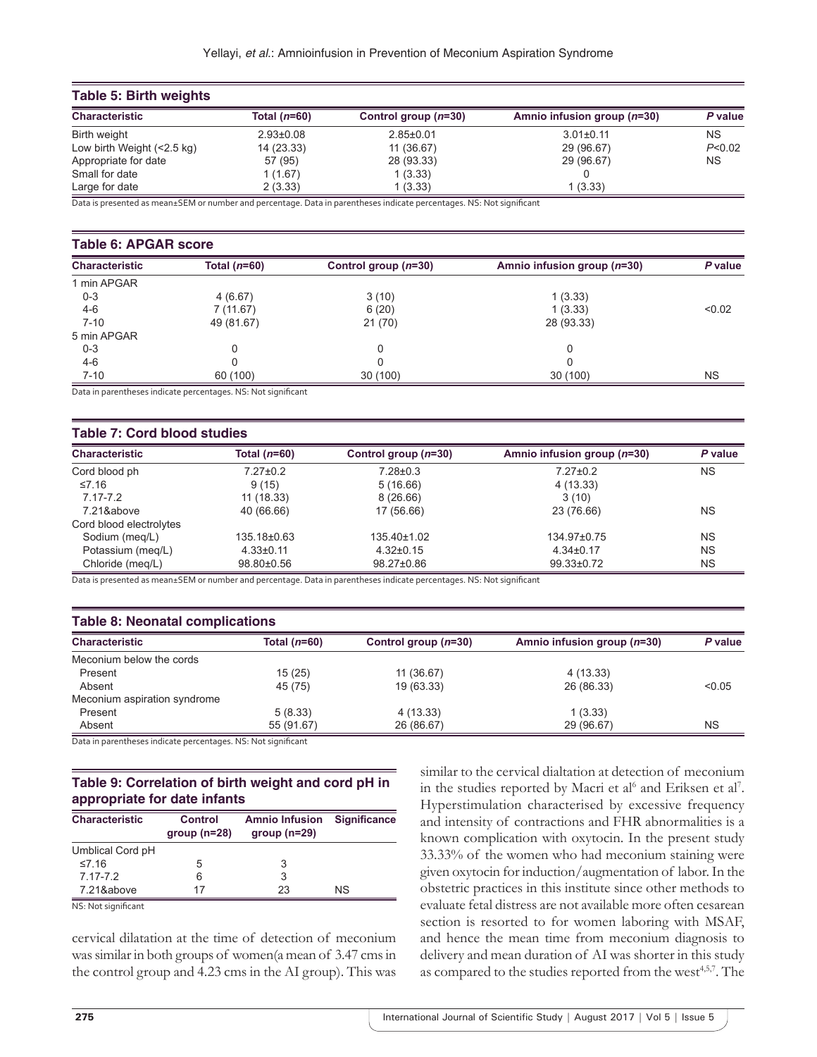**Table 5: Birth weights**

| Characteristic | Total (*n*=60) | Control group (*n*=30) | Amnio infusion group (*n*=30) | *P* value |
|---|---|---|---|---|
| Birth weight | 2.93±0.08 | 2.85±0.01 | 3.01±0.11 | NS |
| Low birth Weight (<2.5 kg) | 14 (23.33) | 11 (36.67) | 29 (96.67) | *P*<0.02 |
| Appropriate for date | 57 (95) | 28 (93.33) | 29 (96.67) | NS |
| Small for date | 1 (1.67) | 1 (3.33) | 0 | |
| Large for date | 2 (3.33) | 1 (3.33) | 1 (3.33) | |

Data is presented as mean±SEM or number and percentage. Data in parentheses indicate percentages. NS: Not significant

**Table 6: APGAR score**

| Characteristic | Total (*n*=60) | Control group (*n*=30) | Amnio infusion group (*n*=30) | *P* value |
|---|---|---|---|---|
| 1 min APGAR | | | | |
| 0-3 | 4 (6.67) | 3 (10) | 1 (3.33) | |
| 4-6 | 7 (11.67) | 6 (20) | 1 (3.33) | <0.02 |
| 7-10 | 49 (81.67) | 21 (70) | 28 (93.33) | |
| 5 min APGAR | | | | |
| 0-3 | 0 | 0 | 0 | |
| 4-6 | 0 | 0 | 0 | |
| 7-10 | 60 (100) | 30 (100) | 30 (100) | NS |

Data in parentheses indicate percentages. NS: Not significant

**Table 7: Cord blood studies**

| Characteristic | Total (*n*=60) | Control group (*n*=30) | Amnio infusion group (*n*=30) | *P* value |
|---|---|---|---|---|
| Cord blood ph | 7.27±0.2 | 7.28±0.3 | 7.27±0.2 | NS |
| ≤7.16 | 9 (15) | 5 (16.66) | 4 (13.33) | |
| 7.17-7.2 | 11 (18.33) | 8 (26.66) | 3 (10) | |
| 7.21&above | 40 (66.66) | 17 (56.66) | 23 (76.66) | NS |
| Cord blood electrolytes | | | | |
| Sodium (meq/L) | 135.18±0.63 | 135.40±1.02 | 134.97±0.75 | NS |
| Potassium (meq/L) | 4.33±0.11 | 4.32±0.15 | 4.34±0.17 | NS |
| Chloride (meq/L) | 98.80±0.56 | 98.27±0.86 | 99.33±0.72 | NS |

Data is presented as mean±SEM or number and percentage. Data in parentheses indicate percentages. NS: Not significant

**Table 8: Neonatal complications**

| Characteristic | Total (*n*=60) | Control group (*n*=30) | Amnio infusion group (*n*=30) | *P* value |
|---|---|---|---|---|
| Meconium below the cords | | | | |
| Present | 15 (25) | 11 (36.67) | 4 (13.33) | |
| Absent | 45 (75) | 19 (63.33) | 26 (86.33) | <0.05 |
| Meconium aspiration syndrome | | | | |
| Present | 5 (8.33) | 4 (13.33) | 1 (3.33) | |
| Absent | 55 (91.67) | 26 (86.67) | 29 (96.67) | NS |

Data in parentheses indicate percentages. NS: Not significant

**Table 9: Correlation of birth weight and cord pH in appropriate for date infants**

| Characteristic | Control group (n=28) | Amnio Infusion group (n=29) | Significance |
|---|---|---|---|
| Umblical Cord pH | | | |
| ≤7.16 | 5 | 3 | |
| 7.17-7.2 | 6 | 3 | |
| 7.21&above | 17 | 23 | NS |

NS: Not significant

cervical dilatation at the time of detection of meconium was similar in both groups of women(a mean of 3.47 cms in the control group and 4.23 cms in the AI group). This was similar to the cervical dialtation at detection of meconium in the studies reported by Macri et al[6] and Eriksen et al[7]. Hyperstimulation characterised by excessive frequency and intensity of contractions and FHR abnormalities is a known complication with oxytocin. In the present study 33.33% of the women who had meconium staining were given oxytocin for induction/augmentation of labor. In the obstetric practices in this institute since other methods to evaluate fetal distress are not available more often cesarean section is resorted to for women laboring with MSAF, and hence the mean time from meconium diagnosis to delivery and mean duration of AI was shorter in this study as compared to the studies reported from the west[4,5,7]. The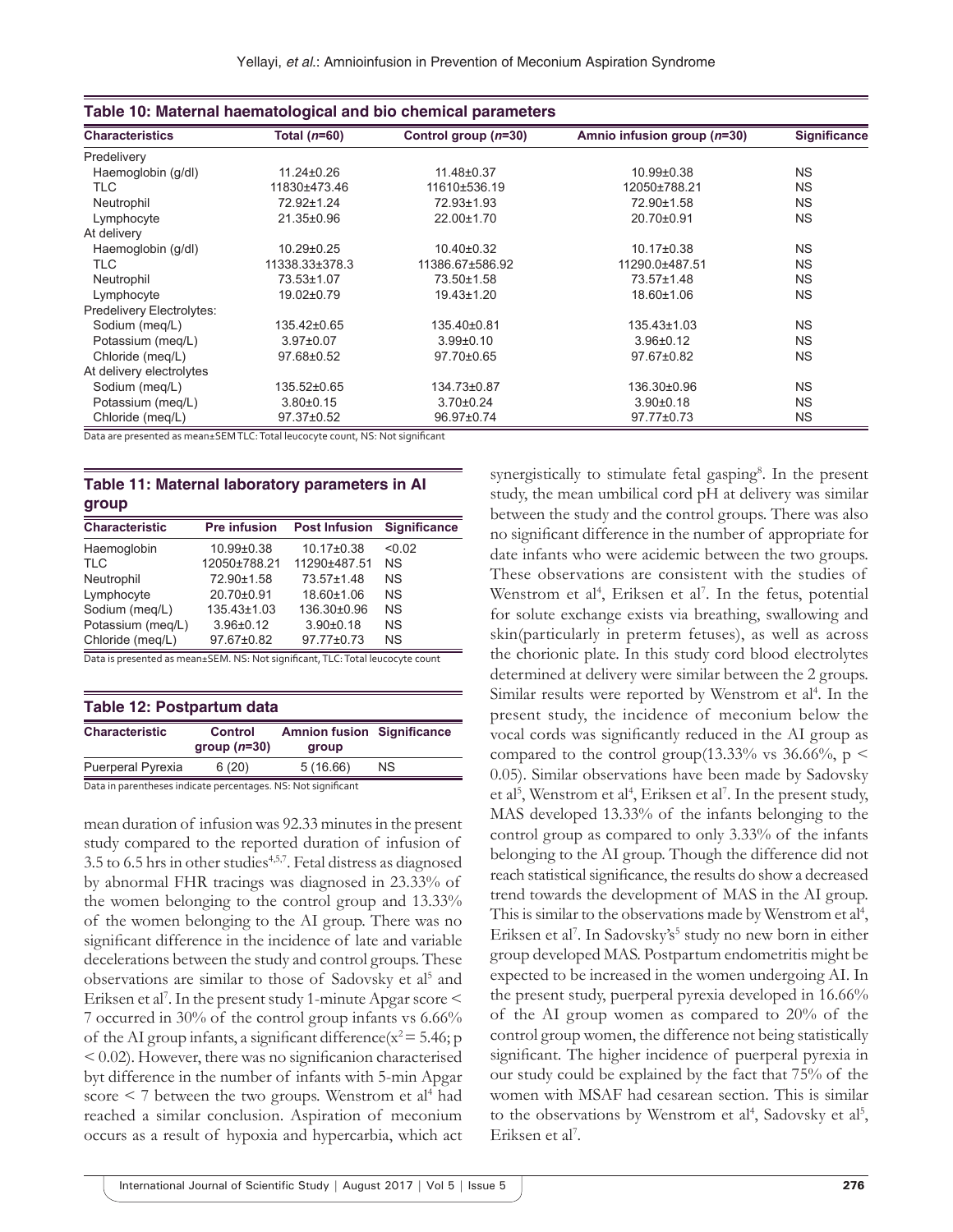**Table 10: Maternal haematological and bio chemical parameters**

| Characteristics | Total (*n*=60) | Control group (*n*=30) | Amnio infusion group (*n*=30) | Significance |
|---|---|---|---|---|
| Predelivery | | | | |
| Haemoglobin (g/dl) | 11.24±0.26 | 11.48±0.37 | 10.99±0.38 | NS |
| TLC | 11830±473.46 | 11610±536.19 | 12050±788.21 | NS |
| Neutrophil | 72.92±1.24 | 72.93±1.93 | 72.90±1.58 | NS |
| Lymphocyte | 21.35±0.96 | 22.00±1.70 | 20.70±0.91 | NS |
| At delivery | | | | |
| Haemoglobin (g/dl) | 10.29±0.25 | 10.40±0.32 | 10.17±0.38 | NS |
| TLC | 11338.33±378.3 | 11386.67±586.92 | 11290.0±487.51 | NS |
| Neutrophil | 73.53±1.07 | 73.50±1.58 | 73.57±1.48 | NS |
| Lymphocyte | 19.02±0.79 | 19.43±1.20 | 18.60±1.06 | NS |
| Predelivery Electrolytes: | | | | |
| Sodium (meq/L) | 135.42±0.65 | 135.40±0.81 | 135.43±1.03 | NS |
| Potassium (meq/L) | 3.97±0.07 | 3.99±0.10 | 3.96±0.12 | NS |
| Chloride (meq/L) | 97.68±0.52 | 97.70±0.65 | 97.67±0.82 | NS |
| At delivery electrolytes | | | | |
| Sodium (meq/L) | 135.52±0.65 | 134.73±0.87 | 136.30±0.96 | NS |
| Potassium (meq/L) | 3.80±0.15 | 3.70±0.24 | 3.90±0.18 | NS |
| Chloride (meq/L) | 97.37±0.52 | 96.97±0.74 | 97.77±0.73 | NS |

Data are presented as mean±SEM TLC: Total leucocyte count, NS: Not significant

**Table 11: Maternal laboratory parameters in AI group**

| Characteristic | Pre infusion | Post Infusion | Significance |
|---|---|---|---|
| Haemoglobin | 10.99±0.38 | 10.17±0.38 | <0.02 |
| TLC | 12050±788.21 | 11290±487.51 | NS |
| Neutrophil | 72.90±1.58 | 73.57±1.48 | NS |
| Lymphocyte | 20.70±0.91 | 18.60±1.06 | NS |
| Sodium (meq/L) | 135.43±1.03 | 136.30±0.96 | NS |
| Potassium (meq/L) | 3.96±0.12 | 3.90±0.18 | NS |
| Chloride (meq/L) | 97.67±0.82 | 97.77±0.73 | NS |

Data is presented as mean±SEM. NS: Not significant, TLC: Total leucocyte count

**Table 12: Postpartum data**

| Characteristic | Control group (*n*=30) | Amnion fusion group | Significance |
|---|---|---|---|
| Puerperal Pyrexia | 6 (20) | 5 (16.66) | NS |

Data in parentheses indicate percentages. NS: Not significant

mean duration of infusion was 92.33 minutes in the present study compared to the reported duration of infusion of 3.5 to 6.5 hrs in other studies[4,5,7]. Fetal distress as diagnosed by abnormal FHR tracings was diagnosed in 23.33% of the women belonging to the control group and 13.33% of the women belonging to the AI group. There was no significant difference in the incidence of late and variable decelerations between the study and control groups. These observations are similar to those of Sadovsky et al[5] and Eriksen et al[7]. In the present study 1-minute Apgar score < 7 occurred in 30% of the control group infants vs 6.66% of the AI group infants, a significant difference($x^2 = 5.46$; $p < 0.02$). However, there was no significanion characterised byt difference in the number of infants with 5-min Apgar score < 7 between the two groups. Wenstrom et al[4] had reached a similar conclusion. Aspiration of meconium occurs as a result of hypoxia and hypercarbia, which act synergistically to stimulate fetal gasping[8]. In the present study, the mean umbilical cord pH at delivery was similar between the study and the control groups. There was also no significant difference in the number of appropriate for date infants who were acidemic between the two groups. These observations are consistent with the studies of Wenstrom et al[4], Eriksen et al[7]. In the fetus, potential for solute exchange exists via breathing, swallowing and skin(particularly in preterm fetuses), as well as across the chorionic plate. In this study cord blood electrolytes determined at delivery were similar between the 2 groups. Similar results were reported by Wenstrom et al[4]. In the present study, the incidence of meconium below the vocal cords was significantly reduced in the AI group as compared to the control group(13.33% vs 36.66%, $p < 0.05$). Similar observations have been made by Sadovsky et al[5], Wenstrom et al[4], Eriksen et al[7]. In the present study, MAS developed 13.33% of the infants belonging to the control group as compared to only 3.33% of the infants belonging to the AI group. Though the difference did not reach statistical significance, the results do show a decreased trend towards the development of MAS in the AI group. This is similar to the observations made by Wenstrom et al[4], Eriksen et al[7]. In Sadovsky's[5] study no new born in either group developed MAS. Postpartum endometritis might be expected to be increased in the women undergoing AI. In the present study, puerperal pyrexia developed in 16.66% of the AI group women as compared to 20% of the control group women, the difference not being statistically significant. The higher incidence of puerperal pyrexia in our study could be explained by the fact that 75% of the women with MSAF had cesarean section. This is similar to the observations by Wenstrom et al[4], Sadovsky et al[5], Eriksen et al[7].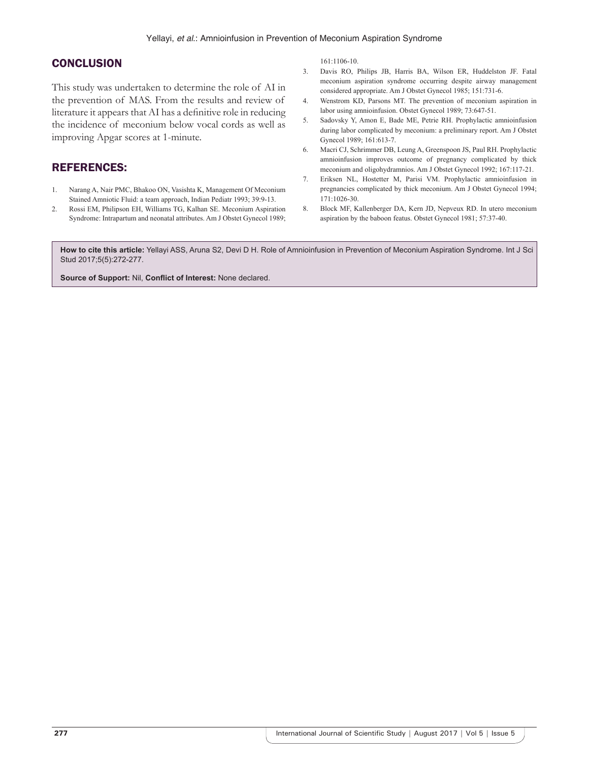## CONCLUSION

This study was undertaken to determine the role of AI in the prevention of MAS. From the results and review of literature it appears that AI has a definitive role in reducing the incidence of meconium below vocal cords as well as improving Apgar scores at 1-minute.

## REFERENCES:

1. Narang A, Nair PMC, Bhakoo ON, Vasishta K, Management Of Meconium Stained Amniotic Fluid: a team approach, Indian Pediatr 1993; 39:9-13.
2. Rossi EM, Philipson EH, Williams TG, Kalhan SE. Meconium Aspiration Syndrome: Intrapartum and neonatal attributes. Am J Obstet Gynecol 1989; 161:1106-10.
3. Davis RO, Philips JB, Harris BA, Wilson ER, Huddelston JF. Fatal meconium aspiration syndrome occurring despite airway management considered appropriate. Am J Obstet Gynecol 1985; 151:731-6.
4. Wenstrom KD, Parsons MT. The prevention of meconium aspiration in labor using amnioinfusion. Obstet Gynecol 1989; 73:647-51.
5. Sadovsky Y, Amon E, Bade ME, Petrie RH. Prophylactic amnioinfusion during labor complicated by meconium: a preliminary report. Am J Obstet Gynecol 1989; 161:613-7.
6. Macri CJ, Schrimmer DB, Leung A, Greenspoon JS, Paul RH. Prophylactic amnioinfusion improves outcome of pregnancy complicated by thick meconium and oligohydramnios. Am J Obstet Gynecol 1992; 167:117-21.
7. Eriksen NL, Hostetter M, Parisi VM. Prophylactic amnioinfusion in pregnancies complicated by thick meconium. Am J Obstet Gynecol 1994; 171:1026-30.
8. Block MF, Kallenberger DA, Kern JD, Nepveux RD. In utero meconium aspiration by the baboon featus. Obstet Gynecol 1981; 57:37-40.

**How to cite this article:** Yellayi ASS, Aruna S2, Devi D H. Role of Amnioinfusion in Prevention of Meconium Aspiration Syndrome. Int J Sci Stud 2017;5(5):272-277.

**Source of Support:** Nil, **Conflict of Interest:** None declared.